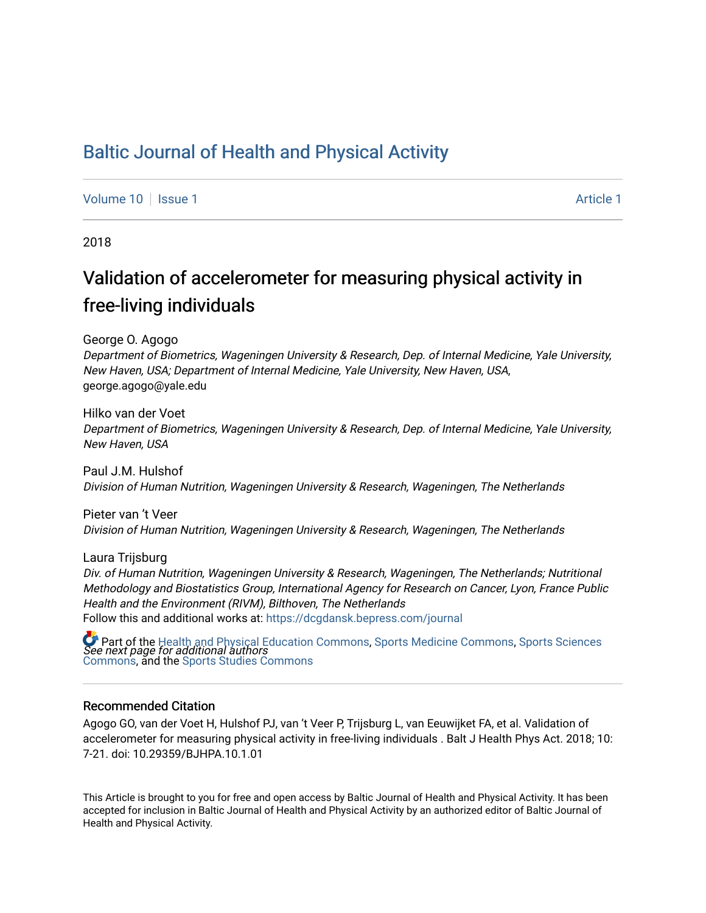# Baltic Journal of Health and Physical Activity

Volume 10 | Issue 1 Article 1

2018

## Validation of accelerometer for measuring physical activity in free-living individuals

George O. Agogo
*Department of Biometrics, Wageningen University & Research, Dep. of Internal Medicine, Yale University, New Haven, USA; Department of Internal Medicine, Yale University, New Haven, USA*, george.agogo@yale.edu

Hilko van der Voet
*Department of Biometrics, Wageningen University & Research, Dep. of Internal Medicine, Yale University, New Haven, USA*

Paul J.M. Hulshof
*Division of Human Nutrition, Wageningen University & Research, Wageningen, The Netherlands*

Pieter van 't Veer
*Division of Human Nutrition, Wageningen University & Research, Wageningen, The Netherlands*

Laura Trijsburg
*Div. of Human Nutrition, Wageningen University & Research, Wageningen, The Netherlands; Nutritional Methodology and Biostatistics Group, International Agency for Research on Cancer, Lyon, France Public Health and the Environment (RIVM), Bilthoven, The Netherlands*

*See next page for additional authors*

Follow this and additional works at: https://dcgdansk.bepress.com/journal

Part of the Health and Physical Education Commons, Sports Medicine Commons, Sports Sciences Commons, and the Sports Studies Commons

### Recommended Citation

Agogo GO, van der Voet H, Hulshof PJ, van 't Veer P, Trijsburg L, van Eeuwijket FA, et al. Validation of accelerometer for measuring physical activity in free-living individuals . Balt J Health Phys Act. 2018; 10: 7-21. doi: 10.29359/BJHPA.10.1.01

This Article is brought to you for free and open access by Baltic Journal of Health and Physical Activity. It has been accepted for inclusion in Baltic Journal of Health and Physical Activity by an authorized editor of Baltic Journal of Health and Physical Activity.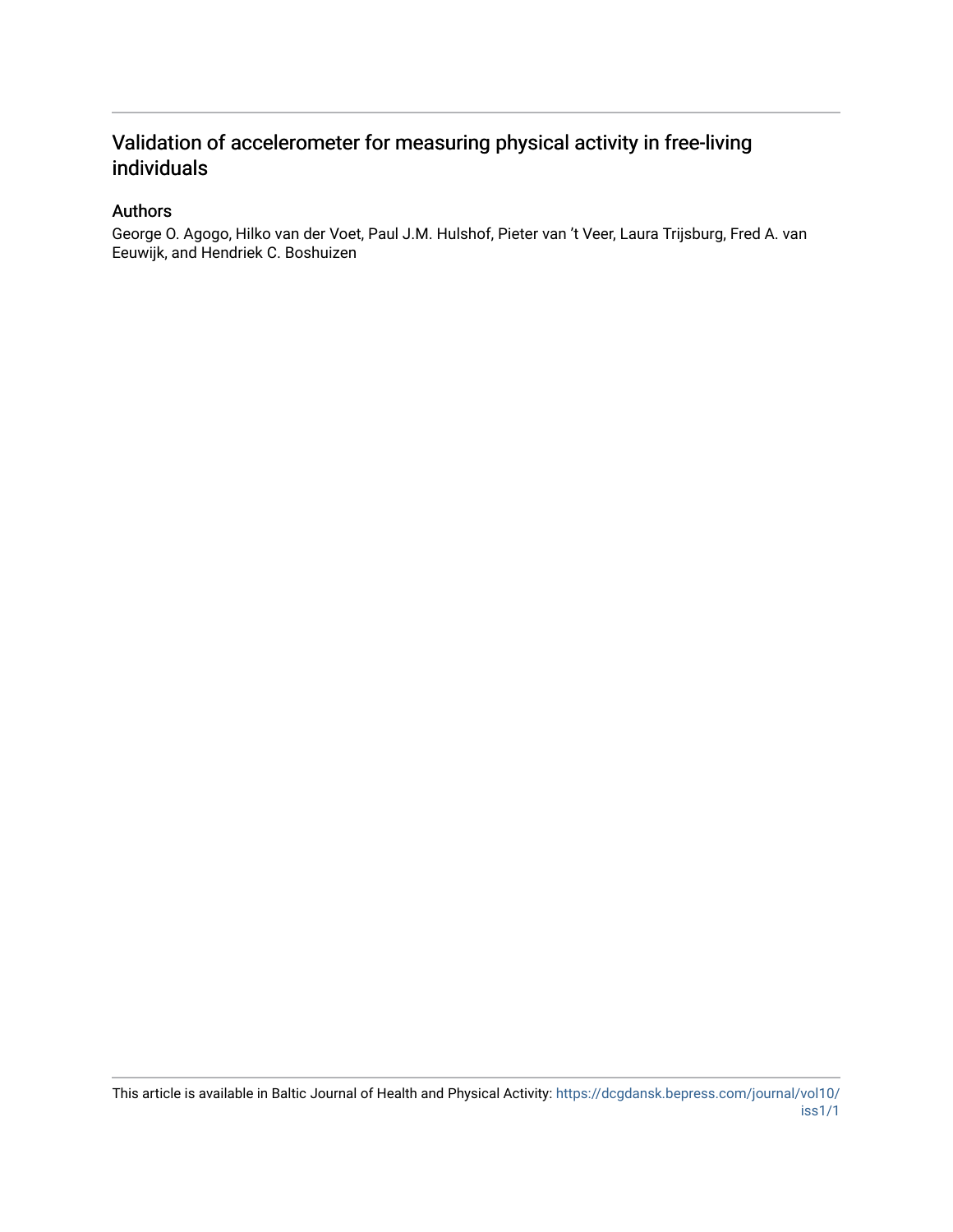# Validation of accelerometer for measuring physical activity in free-living individuals

## Authors

George O. Agogo, Hilko van der Voet, Paul J.M. Hulshof, Pieter van 't Veer, Laura Trijsburg, Fred A. van Eeuwijk, and Hendriek C. Boshuizen

This article is available in Baltic Journal of Health and Physical Activity: https://dcgdansk.bepress.com/journal/vol10/iss1/1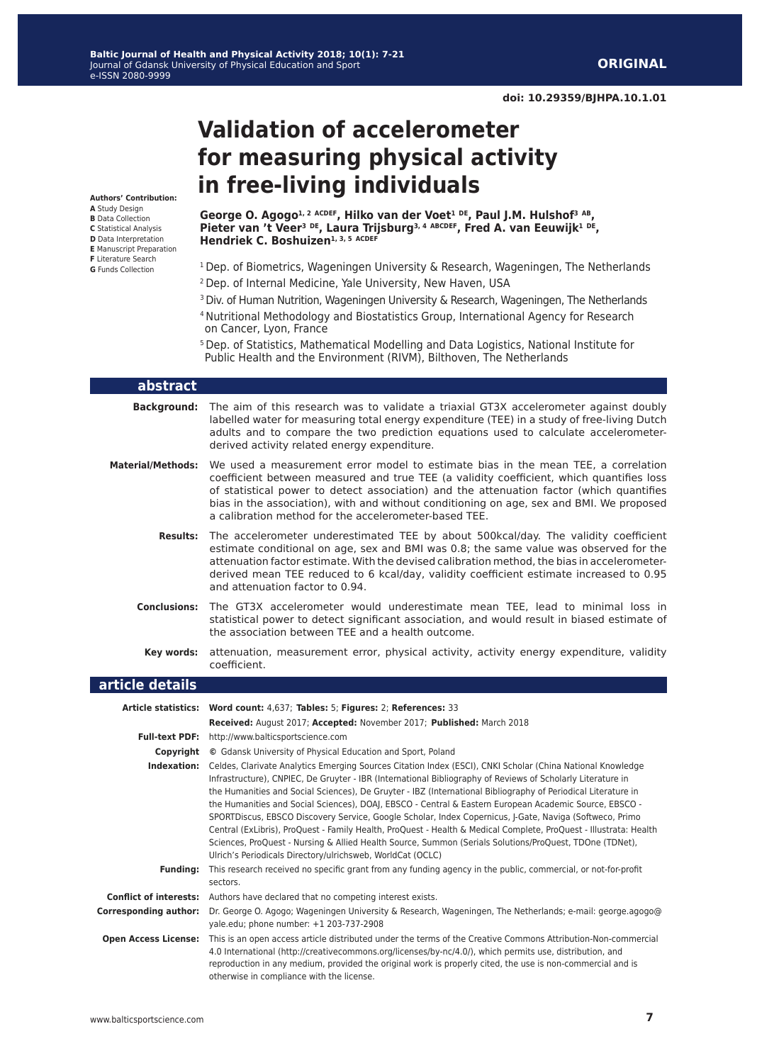ORIGINAL

doi: 10.29359/BJHPA.10.1.01

# Validation of accelerometer for measuring physical activity in free-living individuals

**Authors' Contribution:**
**A** Study Design
**B** Data Collection
**C** Statistical Analysis
**D** Data Interpretation
**E** Manuscript Preparation
**F** Literature Search
**G** Funds Collection

**George O. Agogo[1, 2 ACDEF], Hilko van der Voet[1 DE], Paul J.M. Hulshof[3 AB], Pieter van 't Veer[3 DE], Laura Trijsburg[3, 4 ABCDEF], Fred A. van Eeuwijk[1 DE], Hendriek C. Boshuizen[1, 3, 5 ACDEF]**

[1] Dep. of Biometrics, Wageningen University & Research, Wageningen, The Netherlands
[2] Dep. of Internal Medicine, Yale University, New Haven, USA
[3] Div. of Human Nutrition, Wageningen University & Research, Wageningen, The Netherlands
[4] Nutritional Methodology and Biostatistics Group, International Agency for Research on Cancer, Lyon, France
[5] Dep. of Statistics, Mathematical Modelling and Data Logistics, National Institute for Public Health and the Environment (RIVM), Bilthoven, The Netherlands

## abstract

**Background:** The aim of this research was to validate a triaxial GT3X accelerometer against doubly labelled water for measuring total energy expenditure (TEE) in a study of free-living Dutch adults and to compare the two prediction equations used to calculate accelerometer-derived activity related energy expenditure.

**Material/Methods:** We used a measurement error model to estimate bias in the mean TEE, a correlation coefficient between measured and true TEE (a validity coefficient, which quantifies loss of statistical power to detect association) and the attenuation factor (which quantifies bias in the association), with and without conditioning on age, sex and BMI. We proposed a calibration method for the accelerometer-based TEE.

**Results:** The accelerometer underestimated TEE by about 500kcal/day. The validity coefficient estimate conditional on age, sex and BMI was 0.8; the same value was observed for the attenuation factor estimate. With the devised calibration method, the bias in accelerometer-derived mean TEE reduced to 6 kcal/day, validity coefficient estimate increased to 0.95 and attenuation factor to 0.94.

**Conclusions:** The GT3X accelerometer would underestimate mean TEE, lead to minimal loss in statistical power to detect significant association, and would result in biased estimate of the association between TEE and a health outcome.

**Key words:** attenuation, measurement error, physical activity, activity energy expenditure, validity coefficient.

## article details

**Article statistics:** **Word count:** 4,637; **Tables:** 5; **Figures:** 2; **References:** 33
**Received:** August 2017; **Accepted:** November 2017; **Published:** March 2018

**Full-text PDF:** http://www.balticsportscience.com

**Copyright** © Gdansk University of Physical Education and Sport, Poland

**Indexation:** Celdes, Clarivate Analytics Emerging Sources Citation Index (ESCI), CNKI Scholar (China National Knowledge Infrastructure), CNPIEC, De Gruyter - IBR (International Bibliography of Reviews of Scholarly Literature in the Humanities and Social Sciences), De Gruyter - IBZ (International Bibliography of Periodical Literature in the Humanities and Social Sciences), DOAJ, EBSCO - Central & Eastern European Academic Source, EBSCO - SPORTDiscus, EBSCO Discovery Service, Google Scholar, Index Copernicus, J-Gate, Naviga (Softweco, Primo Central (ExLibris), ProQuest - Family Health, ProQuest - Health & Medical Complete, ProQuest - Illustrata: Health Sciences, ProQuest - Nursing & Allied Health Source, Summon (Serials Solutions/ProQuest, TDOne (TDNet), Ulrich's Periodicals Directory/ulrichsweb, WorldCat (OCLC)

**Funding:** This research received no specific grant from any funding agency in the public, commercial, or not-for-profit sectors.

**Conflict of interests:** Authors have declared that no competing interest exists.

**Corresponding author:** Dr. George O. Agogo; Wageningen University & Research, Wageningen, The Netherlands; e-mail: george.agogo@yale.edu; phone number: +1 203-737-2908

**Open Access License:** This is an open access article distributed under the terms of the Creative Commons Attribution-Non-commercial 4.0 International (http://creativecommons.org/licenses/by-nc/4.0/), which permits use, distribution, and reproduction in any medium, provided the original work is properly cited, the use is non-commercial and is otherwise in compliance with the license.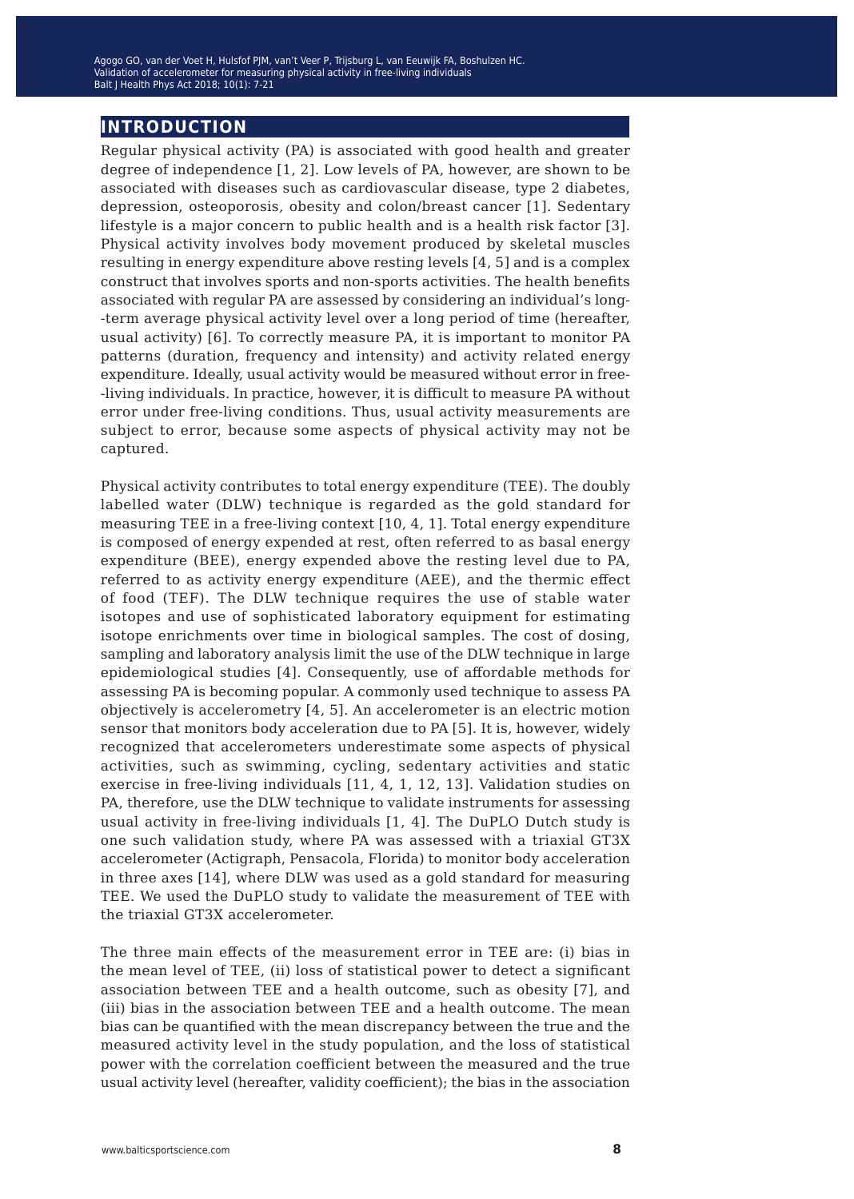# INTRODUCTION

Regular physical activity (PA) is associated with good health and greater degree of independence [1, 2]. Low levels of PA, however, are shown to be associated with diseases such as cardiovascular disease, type 2 diabetes, depression, osteoporosis, obesity and colon/breast cancer [1]. Sedentary lifestyle is a major concern to public health and is a health risk factor [3]. Physical activity involves body movement produced by skeletal muscles resulting in energy expenditure above resting levels [4, 5] and is a complex construct that involves sports and non-sports activities. The health benefits associated with regular PA are assessed by considering an individual's long-term average physical activity level over a long period of time (hereafter, usual activity) [6]. To correctly measure PA, it is important to monitor PA patterns (duration, frequency and intensity) and activity related energy expenditure. Ideally, usual activity would be measured without error in free-living individuals. In practice, however, it is difficult to measure PA without error under free-living conditions. Thus, usual activity measurements are subject to error, because some aspects of physical activity may not be captured.

Physical activity contributes to total energy expenditure (TEE). The doubly labelled water (DLW) technique is regarded as the gold standard for measuring TEE in a free-living context [10, 4, 1]. Total energy expenditure is composed of energy expended at rest, often referred to as basal energy expenditure (BEE), energy expended above the resting level due to PA, referred to as activity energy expenditure (AEE), and the thermic effect of food (TEF). The DLW technique requires the use of stable water isotopes and use of sophisticated laboratory equipment for estimating isotope enrichments over time in biological samples. The cost of dosing, sampling and laboratory analysis limit the use of the DLW technique in large epidemiological studies [4]. Consequently, use of affordable methods for assessing PA is becoming popular. A commonly used technique to assess PA objectively is accelerometry [4, 5]. An accelerometer is an electric motion sensor that monitors body acceleration due to PA [5]. It is, however, widely recognized that accelerometers underestimate some aspects of physical activities, such as swimming, cycling, sedentary activities and static exercise in free-living individuals [11, 4, 1, 12, 13]. Validation studies on PA, therefore, use the DLW technique to validate instruments for assessing usual activity in free-living individuals [1, 4]. The DuPLO Dutch study is one such validation study, where PA was assessed with a triaxial GT3X accelerometer (Actigraph, Pensacola, Florida) to monitor body acceleration in three axes [14], where DLW was used as a gold standard for measuring TEE. We used the DuPLO study to validate the measurement of TEE with the triaxial GT3X accelerometer.

The three main effects of the measurement error in TEE are: (i) bias in the mean level of TEE, (ii) loss of statistical power to detect a significant association between TEE and a health outcome, such as obesity [7], and (iii) bias in the association between TEE and a health outcome. The mean bias can be quantified with the mean discrepancy between the true and the measured activity level in the study population, and the loss of statistical power with the correlation coefficient between the measured and the true usual activity level (hereafter, validity coefficient); the bias in the association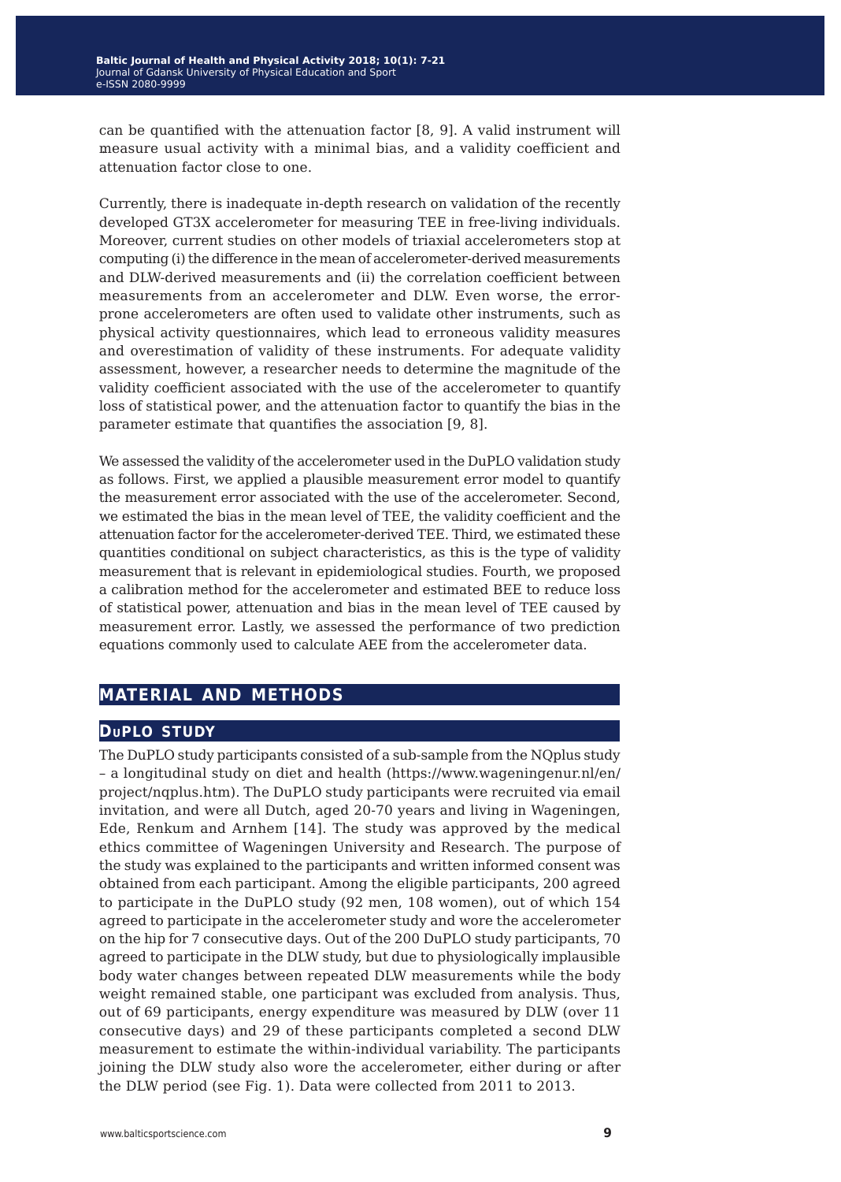can be quantified with the attenuation factor [8, 9]. A valid instrument will measure usual activity with a minimal bias, and a validity coefficient and attenuation factor close to one.

Currently, there is inadequate in-depth research on validation of the recently developed GT3X accelerometer for measuring TEE in free-living individuals. Moreover, current studies on other models of triaxial accelerometers stop at computing (i) the difference in the mean of accelerometer-derived measurements and DLW-derived measurements and (ii) the correlation coefficient between measurements from an accelerometer and DLW. Even worse, the error-prone accelerometers are often used to validate other instruments, such as physical activity questionnaires, which lead to erroneous validity measures and overestimation of validity of these instruments. For adequate validity assessment, however, a researcher needs to determine the magnitude of the validity coefficient associated with the use of the accelerometer to quantify loss of statistical power, and the attenuation factor to quantify the bias in the parameter estimate that quantifies the association [9, 8].

We assessed the validity of the accelerometer used in the DuPLO validation study as follows. First, we applied a plausible measurement error model to quantify the measurement error associated with the use of the accelerometer. Second, we estimated the bias in the mean level of TEE, the validity coefficient and the attenuation factor for the accelerometer-derived TEE. Third, we estimated these quantities conditional on subject characteristics, as this is the type of validity measurement that is relevant in epidemiological studies. Fourth, we proposed a calibration method for the accelerometer and estimated BEE to reduce loss of statistical power, attenuation and bias in the mean level of TEE caused by measurement error. Lastly, we assessed the performance of two prediction equations commonly used to calculate AEE from the accelerometer data.

## MATERIAL AND METHODS

### DuPLO study

The DuPLO study participants consisted of a sub-sample from the NQplus study – a longitudinal study on diet and health (https://www.wageningenur.nl/en/project/nqplus.htm). The DuPLO study participants were recruited via email invitation, and were all Dutch, aged 20-70 years and living in Wageningen, Ede, Renkum and Arnhem [14]. The study was approved by the medical ethics committee of Wageningen University and Research. The purpose of the study was explained to the participants and written informed consent was obtained from each participant. Among the eligible participants, 200 agreed to participate in the DuPLO study (92 men, 108 women), out of which 154 agreed to participate in the accelerometer study and wore the accelerometer on the hip for 7 consecutive days. Out of the 200 DuPLO study participants, 70 agreed to participate in the DLW study, but due to physiologically implausible body water changes between repeated DLW measurements while the body weight remained stable, one participant was excluded from analysis. Thus, out of 69 participants, energy expenditure was measured by DLW (over 11 consecutive days) and 29 of these participants completed a second DLW measurement to estimate the within-individual variability. The participants joining the DLW study also wore the accelerometer, either during or after the DLW period (see Fig. 1). Data were collected from 2011 to 2013.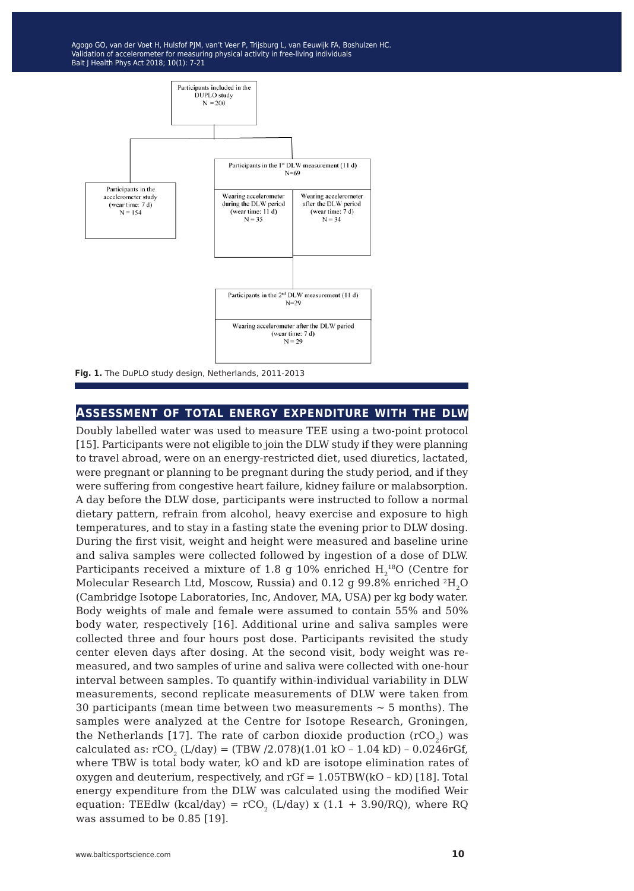Participants included in the DUPLO study
N = 200

Participants in the accelerometer study (wear time: 7 d)
N = 154

Participants in the 1st DLW measurement (11 d)
N=69

Wearing accelerometer during the DLW period (wear time: 11 d)
N = 35

Wearing accelerometer after the DLW period (wear time: 7 d)
N = 34

Participants in the 2nd DLW measurement (11 d)
N=29

Wearing accelerometer after the DLW period (wear time: 7 d)
N = 29

**Fig. 1.** The DuPLO study design, Netherlands, 2011-2013

## ASSESSMENT OF TOTAL ENERGY EXPENDITURE WITH THE DLW

Doubly labelled water was used to measure TEE using a two-point protocol [15]. Participants were not eligible to join the DLW study if they were planning to travel abroad, were on an energy-restricted diet, used diuretics, lactated, were pregnant or planning to be pregnant during the study period, and if they were suffering from congestive heart failure, kidney failure or malabsorption. A day before the DLW dose, participants were instructed to follow a normal dietary pattern, refrain from alcohol, heavy exercise and exposure to high temperatures, and to stay in a fasting state the evening prior to DLW dosing. During the first visit, weight and height were measured and baseline urine and saliva samples were collected followed by ingestion of a dose of DLW. Participants received a mixture of 1.8 g 10% enriched $H_2^{18}O$ (Centre for Molecular Research Ltd, Moscow, Russia) and 0.12 g 99.8% enriched $^2H_2O$ (Cambridge Isotope Laboratories, Inc, Andover, MA, USA) per kg body water. Body weights of male and female were assumed to contain 55% and 50% body water, respectively [16]. Additional urine and saliva samples were collected three and four hours post dose. Participants revisited the study center eleven days after dosing. At the second visit, body weight was re-measured, and two samples of urine and saliva were collected with one-hour interval between samples. To quantify within-individual variability in DLW measurements, second replicate measurements of DLW were taken from 30 participants (mean time between two measurements ~ 5 months). The samples were analyzed at the Centre for Isotope Research, Groningen, the Netherlands [17]. The rate of carbon dioxide production ($rCO_2$) was calculated as: $rCO_2$ (L/day) = (TBW /2.078)(1.01 kO – 1.04 kD) – 0.0246rGf, where TBW is total body water, kO and kD are isotope elimination rates of oxygen and deuterium, respectively, and rGf = 1.05TBW(kO – kD) [18]. Total energy expenditure from the DLW was calculated using the modified Weir equation: TEEdlw (kcal/day) = $rCO_2$ (L/day) x (1.1 + 3.90/RQ), where RQ was assumed to be 0.85 [19].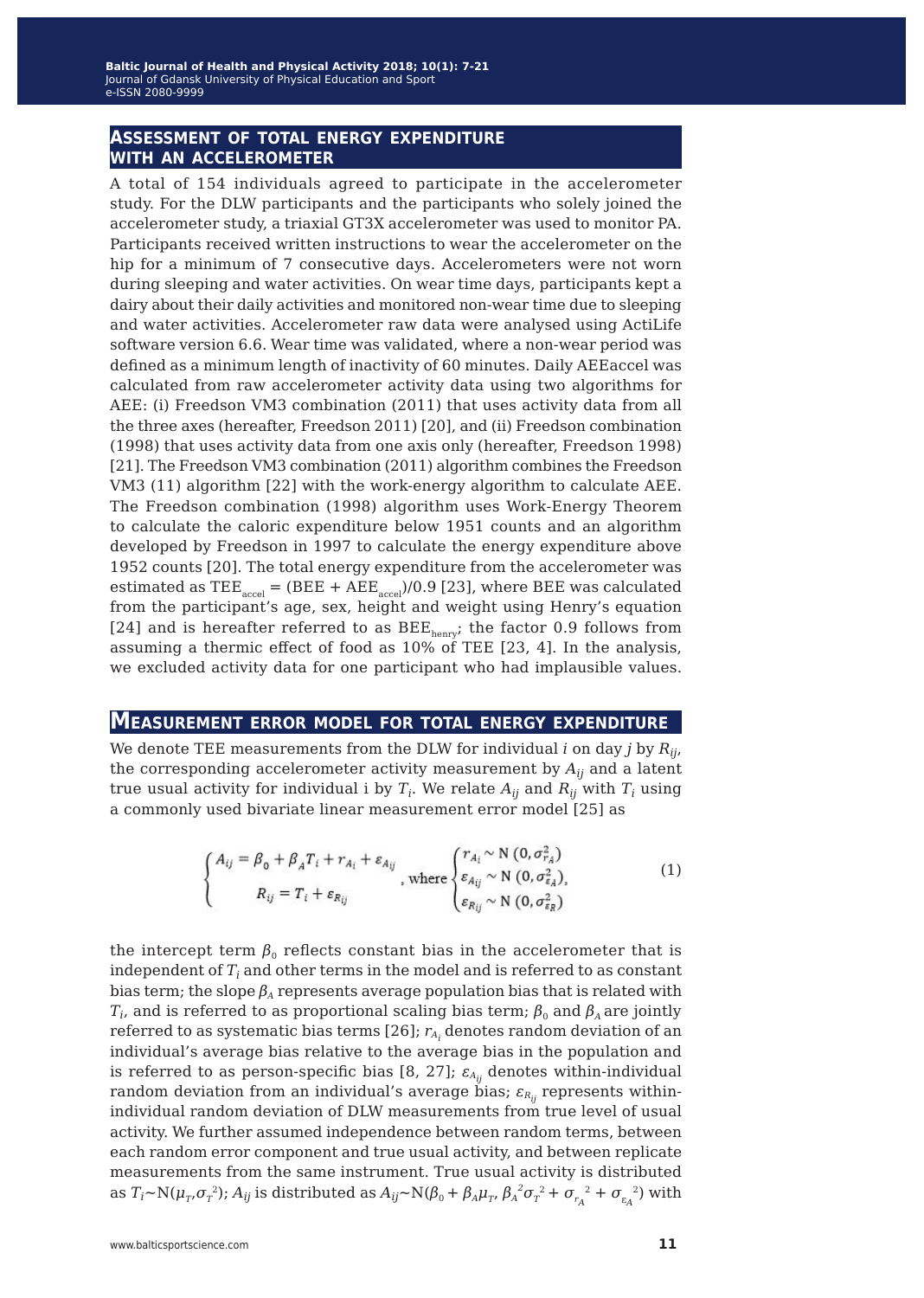## Assessment of total energy expenditure with an accelerometer

A total of 154 individuals agreed to participate in the accelerometer study. For the DLW participants and the participants who solely joined the accelerometer study, a triaxial GT3X accelerometer was used to monitor PA. Participants received written instructions to wear the accelerometer on the hip for a minimum of 7 consecutive days. Accelerometers were not worn during sleeping and water activities. On wear time days, participants kept a dairy about their daily activities and monitored non-wear time due to sleeping and water activities. Accelerometer raw data were analysed using ActiLife software version 6.6. Wear time was validated, where a non-wear period was defined as a minimum length of inactivity of 60 minutes. Daily AEEaccel was calculated from raw accelerometer activity data using two algorithms for AEE: (i) Freedson VM3 combination (2011) that uses activity data from all the three axes (hereafter, Freedson 2011) [20], and (ii) Freedson combination (1998) that uses activity data from one axis only (hereafter, Freedson 1998) [21]. The Freedson VM3 combination (2011) algorithm combines the Freedson VM3 (11) algorithm [22] with the work-energy algorithm to calculate AEE. The Freedson combination (1998) algorithm uses Work-Energy Theorem to calculate the caloric expenditure below 1951 counts and an algorithm developed by Freedson in 1997 to calculate the energy expenditure above 1952 counts [20]. The total energy expenditure from the accelerometer was estimated as $TEE_{accel} = (BEE + AEE_{accel})/0.9$ [23], where BEE was calculated from the participant's age, sex, height and weight using Henry's equation [24] and is hereafter referred to as $BEE_{henry}$; the factor 0.9 follows from assuming a thermic effect of food as 10% of TEE [23, 4]. In the analysis, we excluded activity data for one participant who had implausible values.

## Measurement error model for total energy expenditure

We denote TEE measurements from the DLW for individual $i$ on day $j$ by $R_{ij}$, the corresponding accelerometer activity measurement by $A_{ij}$ and a latent true usual activity for individual i by $T_i$. We relate $A_{ij}$ and $R_{ij}$ with $T_i$ using a commonly used bivariate linear measurement error model [25] as

$$
\begin{cases} A_{ij} = \beta_0 + \beta_A T_i + r_{A_i} + \varepsilon_{A_{ij}} \\ R_{ij} = T_i + \varepsilon_{R_{ij}} \end{cases}, \text{ where } \begin{cases} r_{A_i} \sim \mathrm{N}\,(0, \sigma_{r_A}^2) \\ \varepsilon_{A_{ij}} \sim \mathrm{N}\,(0, \sigma_{\varepsilon_A}^2), \\ \varepsilon_{R_{ij}} \sim \mathrm{N}\,(0, \sigma_{\varepsilon_R}^2) \end{cases} \tag{1}
$$

the intercept term $\beta_0$ reflects constant bias in the accelerometer that is independent of $T_i$ and other terms in the model and is referred to as constant bias term; the slope $\beta_A$ represents average population bias that is related with $T_i$, and is referred to as proportional scaling bias term; $\beta_0$ and $\beta_A$ are jointly referred to as systematic bias terms [26]; $r_{A_i}$ denotes random deviation of an individual's average bias relative to the average bias in the population and is referred to as person-specific bias [8, 27]; $\varepsilon_{A_{ij}}$ denotes within-individual random deviation from an individual's average bias; $\varepsilon_{R_{ij}}$ represents within-individual random deviation of DLW measurements from true level of usual activity. We further assumed independence between random terms, between each random error component and true usual activity, and between replicate measurements from the same instrument. True usual activity is distributed as $T_i \sim \mathrm{N}(\mu_T, \sigma_T^2)$; $A_{ij}$ is distributed as $A_{ij} \sim \mathrm{N}(\beta_0 + \beta_A \mu_T, \beta_A^2 \sigma_T^2 + \sigma_{r_A}^2 + \sigma_{\varepsilon_A}^2)$ with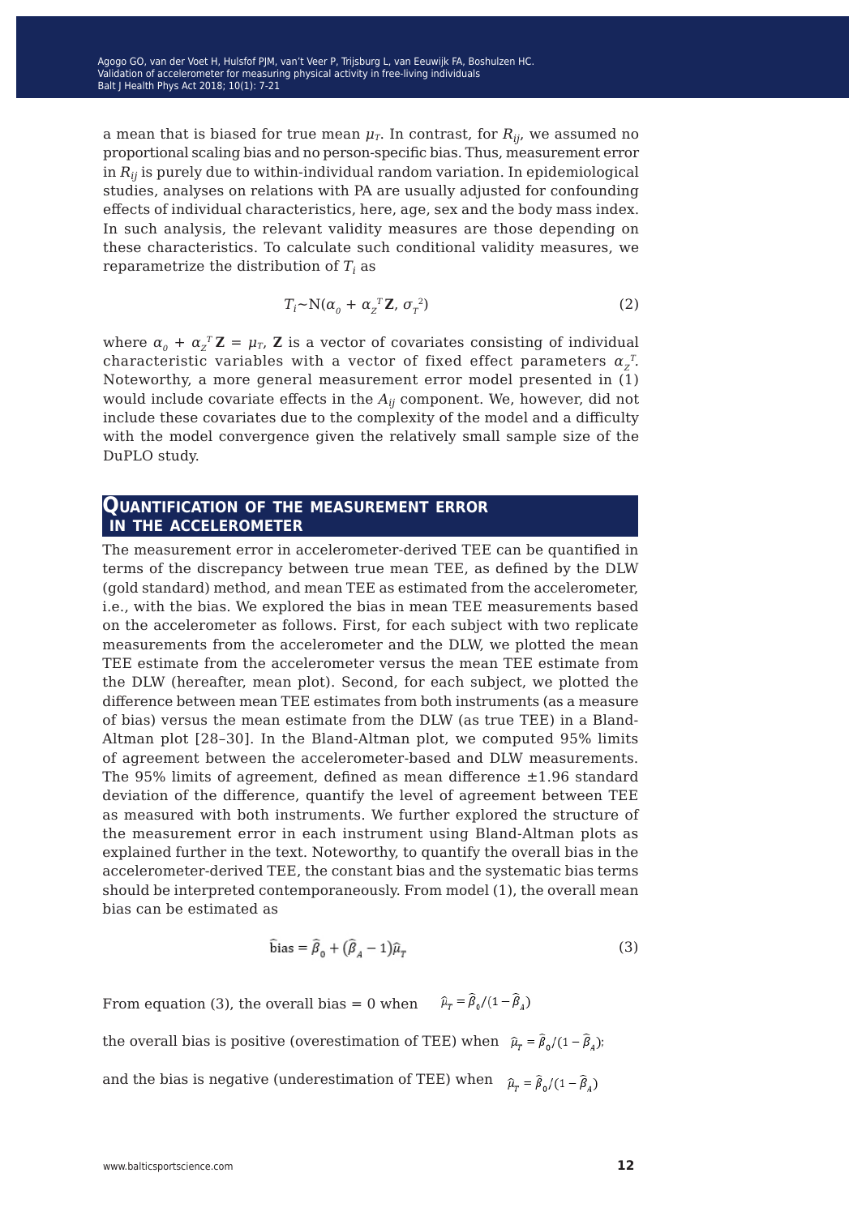a mean that is biased for true mean $\mu_T$. In contrast, for $R_{ij}$, we assumed no proportional scaling bias and no person-specific bias. Thus, measurement error in $R_{ij}$ is purely due to within-individual random variation. In epidemiological studies, analyses on relations with PA are usually adjusted for confounding effects of individual characteristics, here, age, sex and the body mass index. In such analysis, the relevant validity measures are those depending on these characteristics. To calculate such conditional validity measures, we reparametrize the distribution of $T_i$ as

$$T_i \sim \mathrm{N}(\alpha_0 + \alpha_Z^T \mathbf{Z}, \sigma_T^2) \tag{2}$$

where $\alpha_0 + \alpha_Z^T \mathbf{Z} = \mu_T$, $\mathbf{Z}$ is a vector of covariates consisting of individual characteristic variables with a vector of fixed effect parameters $\alpha_Z^T$. Noteworthy, a more general measurement error model presented in (1) would include covariate effects in the $A_{ij}$ component. We, however, did not include these covariates due to the complexity of the model and a difficulty with the model convergence given the relatively small sample size of the DuPLO study.

## Quantification of the measurement error in the accelerometer

The measurement error in accelerometer-derived TEE can be quantified in terms of the discrepancy between true mean TEE, as defined by the DLW (gold standard) method, and mean TEE as estimated from the accelerometer, i.e., with the bias. We explored the bias in mean TEE measurements based on the accelerometer as follows. First, for each subject with two replicate measurements from the accelerometer and the DLW, we plotted the mean TEE estimate from the accelerometer versus the mean TEE estimate from the DLW (hereafter, mean plot). Second, for each subject, we plotted the difference between mean TEE estimates from both instruments (as a measure of bias) versus the mean estimate from the DLW (as true TEE) in a Bland-Altman plot [28–30]. In the Bland-Altman plot, we computed 95% limits of agreement between the accelerometer-based and DLW measurements. The 95% limits of agreement, defined as mean difference ±1.96 standard deviation of the difference, quantify the level of agreement between TEE as measured with both instruments. We further explored the structure of the measurement error in each instrument using Bland-Altman plots as explained further in the text. Noteworthy, to quantify the overall bias in the accelerometer-derived TEE, the constant bias and the systematic bias terms should be interpreted contemporaneously. From model (1), the overall mean bias can be estimated as

$$\widehat{\text{bias}} = \hat{\beta}_0 + (\hat{\beta}_A - 1)\hat{\mu}_T \tag{3}$$

From equation (3), the overall bias = 0 when $\hat{\mu}_T = \hat{\beta}_0/(1 - \hat{\beta}_A)$

the overall bias is positive (overestimation of TEE) when $\hat{\mu}_T = \hat{\beta}_0/(1 - \hat{\beta}_A)$;

and the bias is negative (underestimation of TEE) when $\hat{\mu}_T = \hat{\beta}_0/(1 - \hat{\beta}_A)$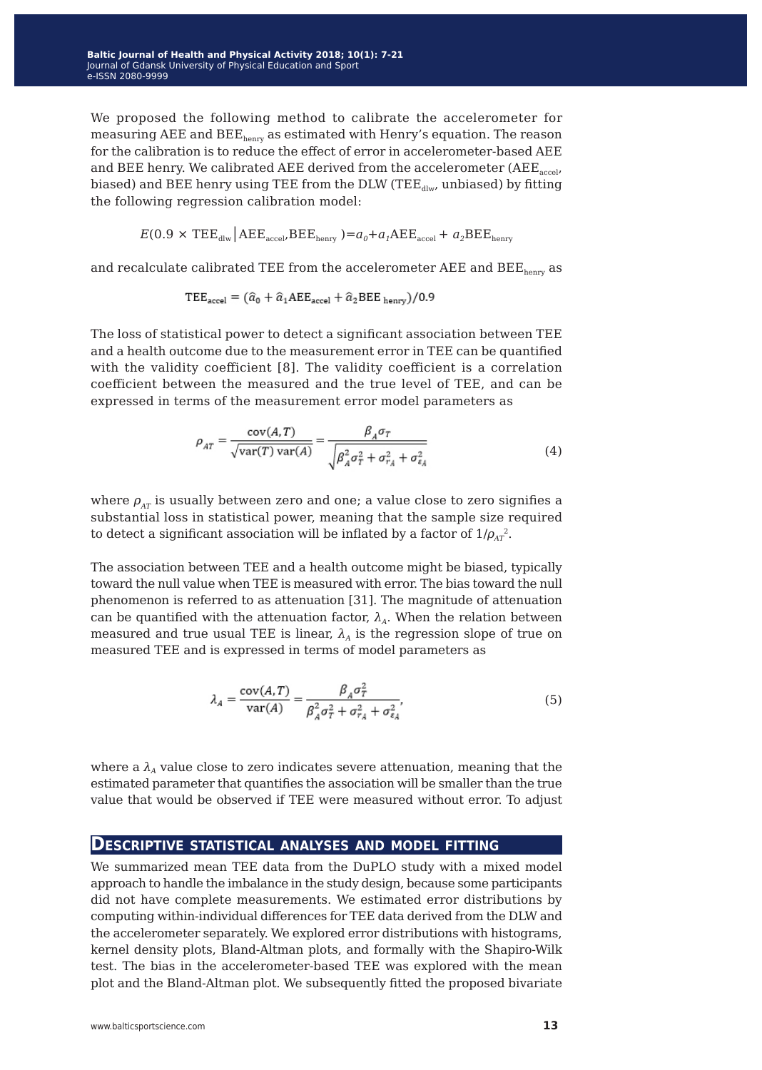We proposed the following method to calibrate the accelerometer for measuring AEE and $BEE_{henry}$ as estimated with Henry's equation. The reason for the calibration is to reduce the effect of error in accelerometer-based AEE and BEE henry. We calibrated AEE derived from the accelerometer ($AEE_{accel}$, biased) and BEE henry using TEE from the DLW ($TEE_{dlw}$, unbiased) by fitting the following regression calibration model:

$$E(0.9 \times TEE_{dlw} \mid AEE_{accel}, BEE_{henry}) = a_0 + a_1 AEE_{accel} + a_2 BEE_{henry}$$

and recalculate calibrated TEE from the accelerometer AEE and $BEE_{henry}$ as

$$TEE_{accel} = (\hat{a}_0 + \hat{a}_1 AEE_{accel} + \hat{a}_2 BEE_{henry})/0.9$$

The loss of statistical power to detect a significant association between TEE and a health outcome due to the measurement error in TEE can be quantified with the validity coefficient [8]. The validity coefficient is a correlation coefficient between the measured and the true level of TEE, and can be expressed in terms of the measurement error model parameters as

$$\rho_{AT} = \frac{\mathrm{cov}(A,T)}{\sqrt{\mathrm{var}(T)\,\mathrm{var}(A)}} = \frac{\beta_A \sigma_T}{\sqrt{\beta_A^2 \sigma_T^2 + \sigma_{r_A}^2 + \sigma_{\varepsilon_A}^2}} \tag{4}$$

where $\rho_{AT}$ is usually between zero and one; a value close to zero signifies a substantial loss in statistical power, meaning that the sample size required to detect a significant association will be inflated by a factor of $1/\rho_{AT}^2$.

The association between TEE and a health outcome might be biased, typically toward the null value when TEE is measured with error. The bias toward the null phenomenon is referred to as attenuation [31]. The magnitude of attenuation can be quantified with the attenuation factor, $\lambda_A$. When the relation between measured and true usual TEE is linear, $\lambda_A$ is the regression slope of true on measured TEE and is expressed in terms of model parameters as

$$\lambda_A = \frac{\mathrm{cov}(A,T)}{\mathrm{var}(A)} = \frac{\beta_A \sigma_T^2}{\beta_A^2 \sigma_T^2 + \sigma_{r_A}^2 + \sigma_{\varepsilon_A}^2}, \tag{5}$$

where a $\lambda_A$ value close to zero indicates severe attenuation, meaning that the estimated parameter that quantifies the association will be smaller than the true value that would be observed if TEE were measured without error. To adjust

## Descriptive statistical analyses and model fitting

We summarized mean TEE data from the DuPLO study with a mixed model approach to handle the imbalance in the study design, because some participants did not have complete measurements. We estimated error distributions by computing within-individual differences for TEE data derived from the DLW and the accelerometer separately. We explored error distributions with histograms, kernel density plots, Bland-Altman plots, and formally with the Shapiro-Wilk test. The bias in the accelerometer-based TEE was explored with the mean plot and the Bland-Altman plot. We subsequently fitted the proposed bivariate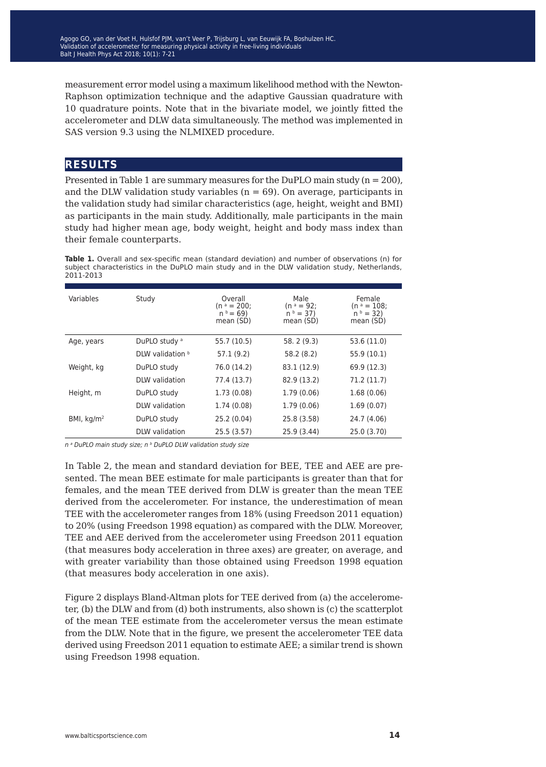measurement error model using a maximum likelihood method with the Newton-Raphson optimization technique and the adaptive Gaussian quadrature with 10 quadrature points. Note that in the bivariate model, we jointly fitted the accelerometer and DLW data simultaneously. The method was implemented in SAS version 9.3 using the NLMIXED procedure.

## RESULTS

Presented in Table 1 are summary measures for the DuPLO main study (n = 200), and the DLW validation study variables (n = 69). On average, participants in the validation study had similar characteristics (age, height, weight and BMI) as participants in the main study. Additionally, male participants in the main study had higher mean age, body weight, height and body mass index than their female counterparts.

**Table 1.** Overall and sex-specific mean (standard deviation) and number of observations (n) for subject characteristics in the DuPLO main study and in the DLW validation study, Netherlands, 2011-2013

| Variables | Study | Overall ($n^a$ = 200; $n^b$ = 69) mean (SD) | Male ($n^a$ = 92; $n^b$ = 37) mean (SD) | Female ($n^a$ = 108; $n^b$ = 32) mean (SD) |
|---|---|---|---|---|
| Age, years | DuPLO study [a] | 55.7 (10.5) | 58. 2 (9.3) | 53.6 (11.0) |
| | DLW validation [b] | 57.1 (9.2) | 58.2 (8.2) | 55.9 (10.1) |
| Weight, kg | DuPLO study | 76.0 (14.2) | 83.1 (12.9) | 69.9 (12.3) |
| | DLW validation | 77.4 (13.7) | 82.9 (13.2) | 71.2 (11.7) |
| Height, m | DuPLO study | 1.73 (0.08) | 1.79 (0.06) | 1.68 (0.06) |
| | DLW validation | 1.74 (0.08) | 1.79 (0.06) | 1.69 (0.07) |
| BMI, $kg/m^2$ | DuPLO study | 25.2 (0.04) | 25.8 (3.58) | 24.7 (4.06) |
| | DLW validation | 25.5 (3.57) | 25.9 (3.44) | 25.0 (3.70) |

*$n^a$ DuPLO main study size; $n^b$ DuPLO DLW validation study size*

In Table 2, the mean and standard deviation for BEE, TEE and AEE are presented. The mean BEE estimate for male participants is greater than that for females, and the mean TEE derived from DLW is greater than the mean TEE derived from the accelerometer. For instance, the underestimation of mean TEE with the accelerometer ranges from 18% (using Freedson 2011 equation) to 20% (using Freedson 1998 equation) as compared with the DLW. Moreover, TEE and AEE derived from the accelerometer using Freedson 2011 equation (that measures body acceleration in three axes) are greater, on average, and with greater variability than those obtained using Freedson 1998 equation (that measures body acceleration in one axis).

Figure 2 displays Bland-Altman plots for TEE derived from (a) the accelerometer, (b) the DLW and from (d) both instruments, also shown is (c) the scatterplot of the mean TEE estimate from the accelerometer versus the mean estimate from the DLW. Note that in the figure, we present the accelerometer TEE data derived using Freedson 2011 equation to estimate AEE; a similar trend is shown using Freedson 1998 equation.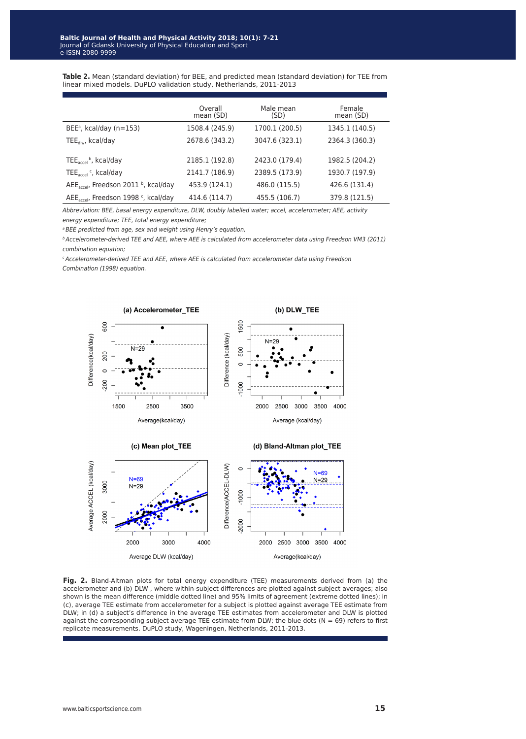**Table 2.** Mean (standard deviation) for BEE, and predicted mean (standard deviation) for TEE from linear mixed models. DuPLO validation study, Netherlands, 2011-2013

| | Overall mean (SD) | Male mean (SD) | Female mean (SD) |
|---|---|---|---|
| BEE[a], kcal/day (n=153) | 1508.4 (245.9) | 1700.1 (200.5) | 1345.1 (140.5) |
| $TEE_{dlw}$, kcal/day | 2678.6 (343.2) | 3047.6 (323.1) | 2364.3 (360.3) |
| $TEE_{accel}$ [b], kcal/day | 2185.1 (192.8) | 2423.0 (179.4) | 1982.5 (204.2) |
| $TEE_{accel}$ [c], kcal/day | 2141.7 (186.9) | 2389.5 (173.9) | 1930.7 (197.9) |
| $AEE_{accel}$, Freedson 2011 [b], kcal/day | 453.9 (124.1) | 486.0 (115.5) | 426.6 (131.4) |
| $AEE_{accel}$, Freedson 1998 [c], kcal/day | 414.6 (114.7) | 455.5 (106.7) | 379.8 (121.5) |

*Abbreviation: BEE, basal energy expenditure, DLW, doubly labelled water; accel, accelerometer; AEE, activity energy expenditure; TEE, total energy expenditure;*

*[a] BEE predicted from age, sex and weight using Henry's equation,*

*[b] Accelerometer-derived TEE and AEE, where AEE is calculated from accelerometer data using Freedson VM3 (2011) combination equation;*

*[c] Accelerometer-derived TEE and AEE, where AEE is calculated from accelerometer data using Freedson Combination (1998) equation.*

**Fig. 2.** Bland-Altman plots for total energy expenditure (TEE) measurements derived from (a) the accelerometer and (b) DLW , where within-subject differences are plotted against subject averages; also shown is the mean difference (middle dotted line) and 95% limits of agreement (extreme dotted lines); in (c), average TEE estimate from accelerometer for a subject is plotted against average TEE estimate from DLW; in (d) a subject's difference in the average TEE estimates from accelerometer and DLW is plotted against the corresponding subject average TEE estimate from DLW; the blue dots (N = 69) refers to first replicate measurements. DuPLO study, Wageningen, Netherlands, 2011-2013.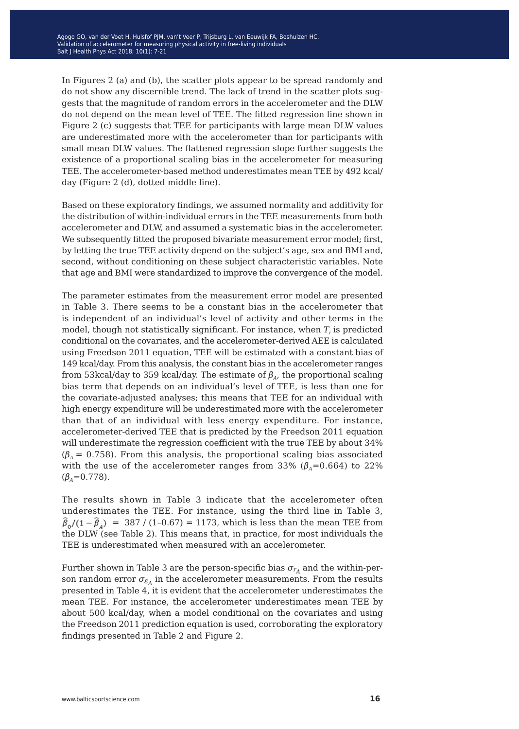In Figures 2 (a) and (b), the scatter plots appear to be spread randomly and do not show any discernible trend. The lack of trend in the scatter plots suggests that the magnitude of random errors in the accelerometer and the DLW do not depend on the mean level of TEE. The fitted regression line shown in Figure 2 (c) suggests that TEE for participants with large mean DLW values are underestimated more with the accelerometer than for participants with small mean DLW values. The flattened regression slope further suggests the existence of a proportional scaling bias in the accelerometer for measuring TEE. The accelerometer-based method underestimates mean TEE by 492 kcal/day (Figure 2 (d), dotted middle line).

Based on these exploratory findings, we assumed normality and additivity for the distribution of within-individual errors in the TEE measurements from both accelerometer and DLW, and assumed a systematic bias in the accelerometer. We subsequently fitted the proposed bivariate measurement error model; first, by letting the true TEE activity depend on the subject's age, sex and BMI and, second, without conditioning on these subject characteristic variables. Note that age and BMI were standardized to improve the convergence of the model.

The parameter estimates from the measurement error model are presented in Table 3. There seems to be a constant bias in the accelerometer that is independent of an individual's level of activity and other terms in the model, though not statistically significant. For instance, when $T_i$ is predicted conditional on the covariates, and the accelerometer-derived AEE is calculated using Freedson 2011 equation, TEE will be estimated with a constant bias of 149 kcal/day. From this analysis, the constant bias in the accelerometer ranges from 53kcal/day to 359 kcal/day. The estimate of $\beta_A$, the proportional scaling bias term that depends on an individual's level of TEE, is less than one for the covariate-adjusted analyses; this means that TEE for an individual with high energy expenditure will be underestimated more with the accelerometer than that of an individual with less energy expenditure. For instance, accelerometer-derived TEE that is predicted by the Freedson 2011 equation will underestimate the regression coefficient with the true TEE by about 34% ($\beta_A$ = 0.758). From this analysis, the proportional scaling bias associated with the use of the accelerometer ranges from 33% ($\beta_A$=0.664) to 22% ($\beta_A$=0.778).

The results shown in Table 3 indicate that the accelerometer often underestimates the TEE. For instance, using the third line in Table 3, $\hat{\beta}_0/(1-\hat{\beta}_A)$ = 387 / (1–0.67) = 1173, which is less than the mean TEE from the DLW (see Table 2). This means that, in practice, for most individuals the TEE is underestimated when measured with an accelerometer.

Further shown in Table 3 are the person-specific bias $\sigma_{r_A}$ and the within-person random error $\sigma_{\varepsilon_A}$ in the accelerometer measurements. From the results presented in Table 4, it is evident that the accelerometer underestimates the mean TEE. For instance, the accelerometer underestimates mean TEE by about 500 kcal/day, when a model conditional on the covariates and using the Freedson 2011 prediction equation is used, corroborating the exploratory findings presented in Table 2 and Figure 2.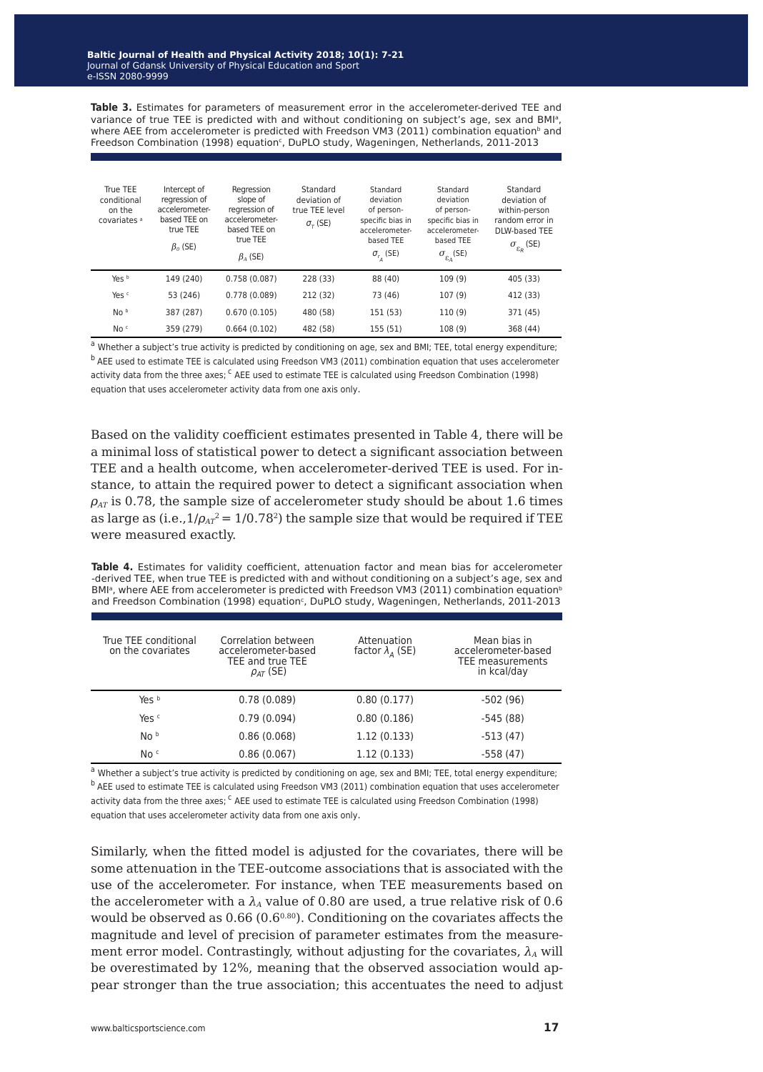**Table 3.** Estimates for parameters of measurement error in the accelerometer-derived TEE and variance of true TEE is predicted with and without conditioning on subject's age, sex and BMI[a], where AEE from accelerometer is predicted with Freedson VM3 (2011) combination equation[b] and Freedson Combination (1998) equation[c], DuPLO study, Wageningen, Netherlands, 2011-2013

| True TEE conditional on the covariates [a] | Intercept of regression of accelerometer-based TEE on true TEE $\beta_0$ (SE) | Regression slope of regression of accelerometer-based TEE on true TEE $\beta_A$ (SE) | Standard deviation of true TEE level $\sigma_T$ (SE) | Standard deviation of person-specific bias in accelerometer-based TEE $\sigma_{r_A}$ (SE) | Standard deviation of person-specific bias in accelerometer-based TEE $\sigma_{\varepsilon_A}$ (SE) | Standard deviation of within-person random error in DLW-based TEE $\sigma_{\varepsilon_R}$ (SE) |
|---|---|---|---|---|---|---|
| Yes [b] | 149 (240) | 0.758 (0.087) | 228 (33) | 88 (40) | 109 (9) | 405 (33) |
| Yes [c] | 53 (246) | 0.778 (0.089) | 212 (32) | 73 (46) | 107 (9) | 412 (33) |
| No [b] | 387 (287) | 0.670 (0.105) | 480 (58) | 151 (53) | 110 (9) | 371 (45) |
| No [c] | 359 (279) | 0.664 (0.102) | 482 (58) | 155 (51) | 108 (9) | 368 (44) |

[a] Whether a subject's true activity is predicted by conditioning on age, sex and BMI; TEE, total energy expenditure; [b] AEE used to estimate TEE is calculated using Freedson VM3 (2011) combination equation that uses accelerometer activity data from the three axes; [c] AEE used to estimate TEE is calculated using Freedson Combination (1998) equation that uses accelerometer activity data from one axis only.

Based on the validity coefficient estimates presented in Table 4, there will be a minimal loss of statistical power to detect a significant association between TEE and a health outcome, when accelerometer-derived TEE is used. For instance, to attain the required power to detect a significant association when $\rho_{AT}$ is 0.78, the sample size of accelerometer study should be about 1.6 times as large as (i.e.,$1/\rho_{AT}^2 = 1/0.78^2$) the sample size that would be required if TEE were measured exactly.

**Table 4.** Estimates for validity coefficient, attenuation factor and mean bias for accelerometer -derived TEE, when true TEE is predicted with and without conditioning on a subject's age, sex and BMI[a], where AEE from accelerometer is predicted with Freedson VM3 (2011) combination equation[b] and Freedson Combination (1998) equation[c], DuPLO study, Wageningen, Netherlands, 2011-2013

| True TEE conditional on the covariates | Correlation between accelerometer-based TEE and true TEE $\rho_{AT}$ (SE) | Attenuation factor $\lambda_A$ (SE) | Mean bias in accelerometer-based TEE measurements in kcal/day |
|---|---|---|---|
| Yes [b] | 0.78 (0.089) | 0.80 (0.177) | -502 (96) |
| Yes [c] | 0.79 (0.094) | 0.80 (0.186) | -545 (88) |
| No [b] | 0.86 (0.068) | 1.12 (0.133) | -513 (47) |
| No [c] | 0.86 (0.067) | 1.12 (0.133) | -558 (47) |

[a] Whether a subject's true activity is predicted by conditioning on age, sex and BMI; TEE, total energy expenditure; [b] AEE used to estimate TEE is calculated using Freedson VM3 (2011) combination equation that uses accelerometer activity data from the three axes; [c] AEE used to estimate TEE is calculated using Freedson Combination (1998) equation that uses accelerometer activity data from one axis only.

Similarly, when the fitted model is adjusted for the covariates, there will be some attenuation in the TEE-outcome associations that is associated with the use of the accelerometer. For instance, when TEE measurements based on the accelerometer with a $\lambda_A$ value of 0.80 are used, a true relative risk of 0.6 would be observed as 0.66 ($0.6^{0.80}$). Conditioning on the covariates affects the magnitude and level of precision of parameter estimates from the measurement error model. Contrastingly, without adjusting for the covariates, $\lambda_A$ will be overestimated by 12%, meaning that the observed association would appear stronger than the true association; this accentuates the need to adjust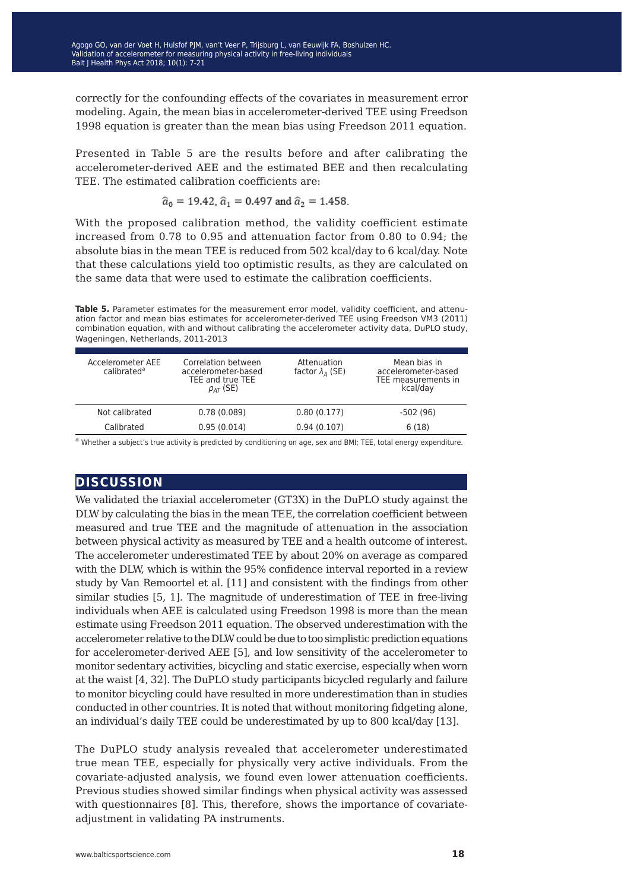correctly for the confounding effects of the covariates in measurement error modeling. Again, the mean bias in accelerometer-derived TEE using Freedson 1998 equation is greater than the mean bias using Freedson 2011 equation.

Presented in Table 5 are the results before and after calibrating the accelerometer-derived AEE and the estimated BEE and then recalculating TEE. The estimated calibration coefficients are:

$$\hat{a}_0 = 19.42, \hat{a}_1 = 0.497 \text{ and } \hat{a}_2 = 1.458.$$

With the proposed calibration method, the validity coefficient estimate increased from 0.78 to 0.95 and attenuation factor from 0.80 to 0.94; the absolute bias in the mean TEE is reduced from 502 kcal/day to 6 kcal/day. Note that these calculations yield too optimistic results, as they are calculated on the same data that were used to estimate the calibration coefficients.

**Table 5.** Parameter estimates for the measurement error model, validity coefficient, and attenuation factor and mean bias estimates for accelerometer-derived TEE using Freedson VM3 (2011) combination equation, with and without calibrating the accelerometer activity data, DuPLO study, Wageningen, Netherlands, 2011-2013

| Accelerometer AEE calibrated[a] | Correlation between accelerometer-based TEE and true TEE $\rho_{AT}$ (SE) | Attenuation factor $\lambda_A$ (SE) | Mean bias in accelerometer-based TEE measurements in kcal/day |
|---|---|---|---|
| Not calibrated | 0.78 (0.089) | 0.80 (0.177) | -502 (96) |
| Calibrated | 0.95 (0.014) | 0.94 (0.107) | 6 (18) |

[a] Whether a subject's true activity is predicted by conditioning on age, sex and BMI; TEE, total energy expenditure.

## DISCUSSION

We validated the triaxial accelerometer (GT3X) in the DuPLO study against the DLW by calculating the bias in the mean TEE, the correlation coefficient between measured and true TEE and the magnitude of attenuation in the association between physical activity as measured by TEE and a health outcome of interest. The accelerometer underestimated TEE by about 20% on average as compared with the DLW, which is within the 95% confidence interval reported in a review study by Van Remoortel et al. [11] and consistent with the findings from other similar studies [5, 1]. The magnitude of underestimation of TEE in free-living individuals when AEE is calculated using Freedson 1998 is more than the mean estimate using Freedson 2011 equation. The observed underestimation with the accelerometer relative to the DLW could be due to too simplistic prediction equations for accelerometer-derived AEE [5], and low sensitivity of the accelerometer to monitor sedentary activities, bicycling and static exercise, especially when worn at the waist [4, 32]. The DuPLO study participants bicycled regularly and failure to monitor bicycling could have resulted in more underestimation than in studies conducted in other countries. It is noted that without monitoring fidgeting alone, an individual's daily TEE could be underestimated by up to 800 kcal/day [13].

The DuPLO study analysis revealed that accelerometer underestimated true mean TEE, especially for physically very active individuals. From the covariate-adjusted analysis, we found even lower attenuation coefficients. Previous studies showed similar findings when physical activity was assessed with questionnaires [8]. This, therefore, shows the importance of covariate-adjustment in validating PA instruments.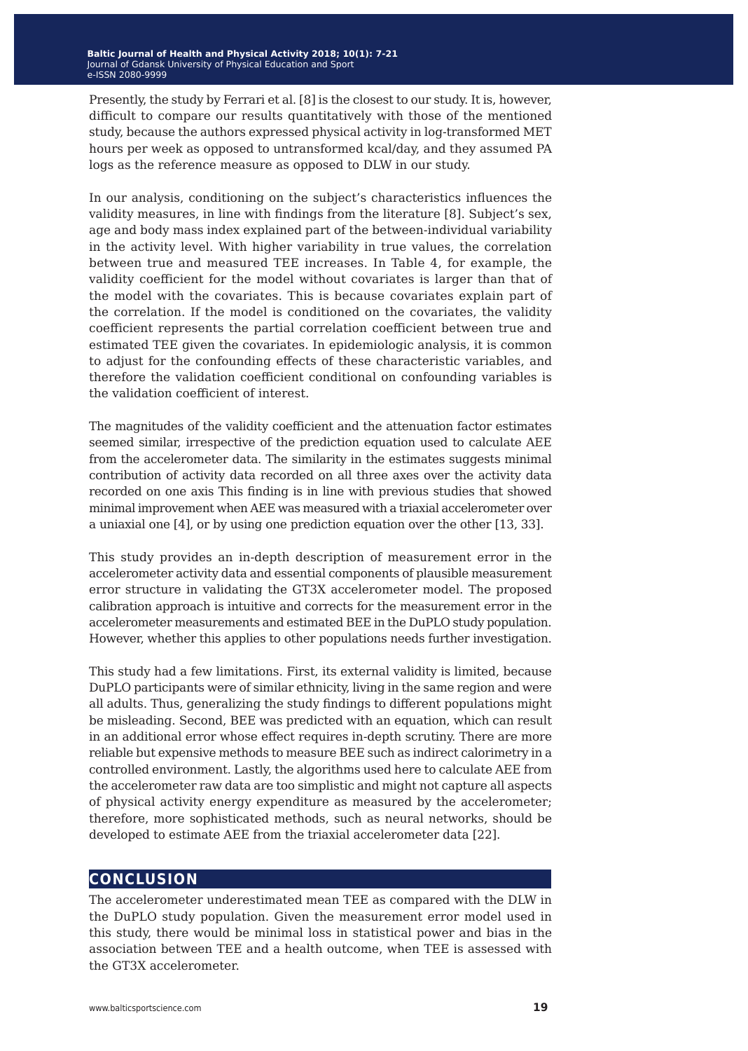Presently, the study by Ferrari et al. [8] is the closest to our study. It is, however, difficult to compare our results quantitatively with those of the mentioned study, because the authors expressed physical activity in log-transformed MET hours per week as opposed to untransformed kcal/day, and they assumed PA logs as the reference measure as opposed to DLW in our study.

In our analysis, conditioning on the subject's characteristics influences the validity measures, in line with findings from the literature [8]. Subject's sex, age and body mass index explained part of the between-individual variability in the activity level. With higher variability in true values, the correlation between true and measured TEE increases. In Table 4, for example, the validity coefficient for the model without covariates is larger than that of the model with the covariates. This is because covariates explain part of the correlation. If the model is conditioned on the covariates, the validity coefficient represents the partial correlation coefficient between true and estimated TEE given the covariates. In epidemiologic analysis, it is common to adjust for the confounding effects of these characteristic variables, and therefore the validation coefficient conditional on confounding variables is the validation coefficient of interest.

The magnitudes of the validity coefficient and the attenuation factor estimates seemed similar, irrespective of the prediction equation used to calculate AEE from the accelerometer data. The similarity in the estimates suggests minimal contribution of activity data recorded on all three axes over the activity data recorded on one axis This finding is in line with previous studies that showed minimal improvement when AEE was measured with a triaxial accelerometer over a uniaxial one [4], or by using one prediction equation over the other [13, 33].

This study provides an in-depth description of measurement error in the accelerometer activity data and essential components of plausible measurement error structure in validating the GT3X accelerometer model. The proposed calibration approach is intuitive and corrects for the measurement error in the accelerometer measurements and estimated BEE in the DuPLO study population. However, whether this applies to other populations needs further investigation.

This study had a few limitations. First, its external validity is limited, because DuPLO participants were of similar ethnicity, living in the same region and were all adults. Thus, generalizing the study findings to different populations might be misleading. Second, BEE was predicted with an equation, which can result in an additional error whose effect requires in-depth scrutiny. There are more reliable but expensive methods to measure BEE such as indirect calorimetry in a controlled environment. Lastly, the algorithms used here to calculate AEE from the accelerometer raw data are too simplistic and might not capture all aspects of physical activity energy expenditure as measured by the accelerometer; therefore, more sophisticated methods, such as neural networks, should be developed to estimate AEE from the triaxial accelerometer data [22].

## CONCLUSION

The accelerometer underestimated mean TEE as compared with the DLW in the DuPLO study population. Given the measurement error model used in this study, there would be minimal loss in statistical power and bias in the association between TEE and a health outcome, when TEE is assessed with the GT3X accelerometer.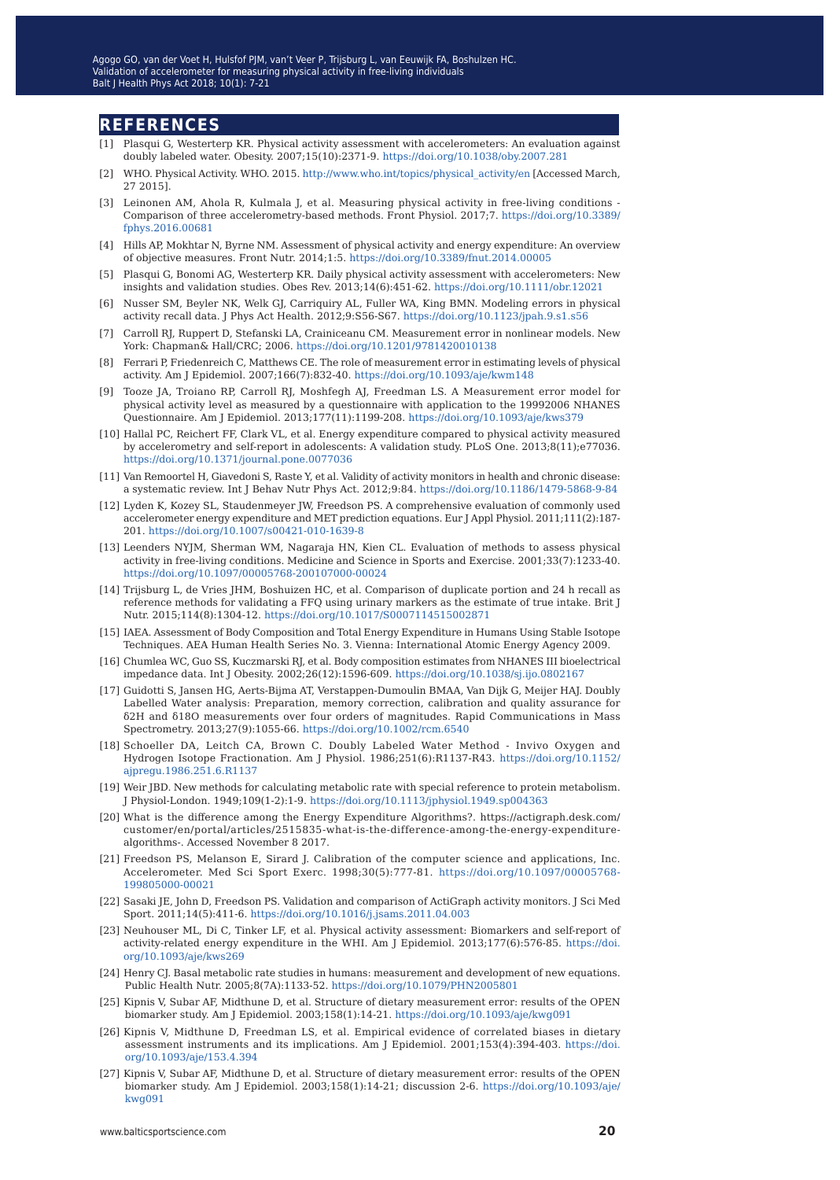## REFERENCES

[1] Plasqui G, Westerterp KR. Physical activity assessment with accelerometers: An evaluation against doubly labeled water. Obesity. 2007;15(10):2371-9. https://doi.org/10.1038/oby.2007.281

[2] WHO. Physical Activity. WHO. 2015. http://www.who.int/topics/physical_activity/en [Accessed March, 27 2015].

[3] Leinonen AM, Ahola R, Kulmala J, et al. Measuring physical activity in free-living conditions - Comparison of three accelerometry-based methods. Front Physiol. 2017;7. https://doi.org/10.3389/fphys.2016.00681

[4] Hills AP, Mokhtar N, Byrne NM. Assessment of physical activity and energy expenditure: An overview of objective measures. Front Nutr. 2014;1:5. https://doi.org/10.3389/fnut.2014.00005

[5] Plasqui G, Bonomi AG, Westerterp KR. Daily physical activity assessment with accelerometers: New insights and validation studies. Obes Rev. 2013;14(6):451-62. https://doi.org/10.1111/obr.12021

[6] Nusser SM, Beyler NK, Welk GJ, Carriquiry AL, Fuller WA, King BMN. Modeling errors in physical activity recall data. J Phys Act Health. 2012;9:S56-S67. https://doi.org/10.1123/jpah.9.s1.s56

[7] Carroll RJ, Ruppert D, Stefanski LA, Crainiceanu CM. Measurement error in nonlinear models. New York: Chapman& Hall/CRC; 2006. https://doi.org/10.1201/9781420010138

[8] Ferrari P, Friedenreich C, Matthews CE. The role of measurement error in estimating levels of physical activity. Am J Epidemiol. 2007;166(7):832-40. https://doi.org/10.1093/aje/kwm148

[9] Tooze JA, Troiano RP, Carroll RJ, Moshfegh AJ, Freedman LS. A Measurement error model for physical activity level as measured by a questionnaire with application to the 19992006 NHANES Questionnaire. Am J Epidemiol. 2013;177(11):1199-208. https://doi.org/10.1093/aje/kws379

[10] Hallal PC, Reichert FF, Clark VL, et al. Energy expenditure compared to physical activity measured by accelerometry and self-report in adolescents: A validation study. PLoS One. 2013;8(11);e77036. https://doi.org/10.1371/journal.pone.0077036

[11] Van Remoortel H, Giavedoni S, Raste Y, et al. Validity of activity monitors in health and chronic disease: a systematic review. Int J Behav Nutr Phys Act. 2012;9:84. https://doi.org/10.1186/1479-5868-9-84

[12] Lyden K, Kozey SL, Staudenmeyer JW, Freedson PS. A comprehensive evaluation of commonly used accelerometer energy expenditure and MET prediction equations. Eur J Appl Physiol. 2011;111(2):187-201. https://doi.org/10.1007/s00421-010-1639-8

[13] Leenders NYJM, Sherman WM, Nagaraja HN, Kien CL. Evaluation of methods to assess physical activity in free-living conditions. Medicine and Science in Sports and Exercise. 2001;33(7):1233-40. https://doi.org/10.1097/00005768-200107000-00024

[14] Trijsburg L, de Vries JHM, Boshuizen HC, et al. Comparison of duplicate portion and 24 h recall as reference methods for validating a FFQ using urinary markers as the estimate of true intake. Brit J Nutr. 2015;114(8):1304-12. https://doi.org/10.1017/S0007114515002871

[15] IAEA. Assessment of Body Composition and Total Energy Expenditure in Humans Using Stable Isotope Techniques. AEA Human Health Series No. 3. Vienna: International Atomic Energy Agency 2009.

[16] Chumlea WC, Guo SS, Kuczmarski RJ, et al. Body composition estimates from NHANES III bioelectrical impedance data. Int J Obesity. 2002;26(12):1596-609. https://doi.org/10.1038/sj.ijo.0802167

[17] Guidotti S, Jansen HG, Aerts-Bijma AT, Verstappen-Dumoulin BMAA, Van Dijk G, Meijer HAJ. Doubly Labelled Water analysis: Preparation, memory correction, calibration and quality assurance for δ2H and δ18O measurements over four orders of magnitudes. Rapid Communications in Mass Spectrometry. 2013;27(9):1055-66. https://doi.org/10.1002/rcm.6540

[18] Schoeller DA, Leitch CA, Brown C. Doubly Labeled Water Method - Invivo Oxygen and Hydrogen Isotope Fractionation. Am J Physiol. 1986;251(6):R1137-R43. https://doi.org/10.1152/ajpregu.1986.251.6.R1137

[19] Weir JBD. New methods for calculating metabolic rate with special reference to protein metabolism. J Physiol-London. 1949;109(1-2):1-9. https://doi.org/10.1113/jphysiol.1949.sp004363

[20] What is the difference among the Energy Expenditure Algorithms?. https://actigraph.desk.com/customer/en/portal/articles/2515835-what-is-the-difference-among-the-energy-expenditure-algorithms-. Accessed November 8 2017.

[21] Freedson PS, Melanson E, Sirard J. Calibration of the computer science and applications, Inc. Accelerometer. Med Sci Sport Exerc. 1998;30(5):777-81. https://doi.org/10.1097/00005768-199805000-00021

[22] Sasaki JE, John D, Freedson PS. Validation and comparison of ActiGraph activity monitors. J Sci Med Sport. 2011;14(5):411-6. https://doi.org/10.1016/j.jsams.2011.04.003

[23] Neuhouser ML, Di C, Tinker LF, et al. Physical activity assessment: Biomarkers and self-report of activity-related energy expenditure in the WHI. Am J Epidemiol. 2013;177(6):576-85. https://doi.org/10.1093/aje/kws269

[24] Henry CJ. Basal metabolic rate studies in humans: measurement and development of new equations. Public Health Nutr. 2005;8(7A):1133-52. https://doi.org/10.1079/PHN2005801

[25] Kipnis V, Subar AF, Midthune D, et al. Structure of dietary measurement error: results of the OPEN biomarker study. Am J Epidemiol. 2003;158(1):14-21. https://doi.org/10.1093/aje/kwg091

[26] Kipnis V, Midthune D, Freedman LS, et al. Empirical evidence of correlated biases in dietary assessment instruments and its implications. Am J Epidemiol. 2001;153(4):394-403. https://doi.org/10.1093/aje/153.4.394

[27] Kipnis V, Subar AF, Midthune D, et al. Structure of dietary measurement error: results of the OPEN biomarker study. Am J Epidemiol. 2003;158(1):14-21; discussion 2-6. https://doi.org/10.1093/aje/kwg091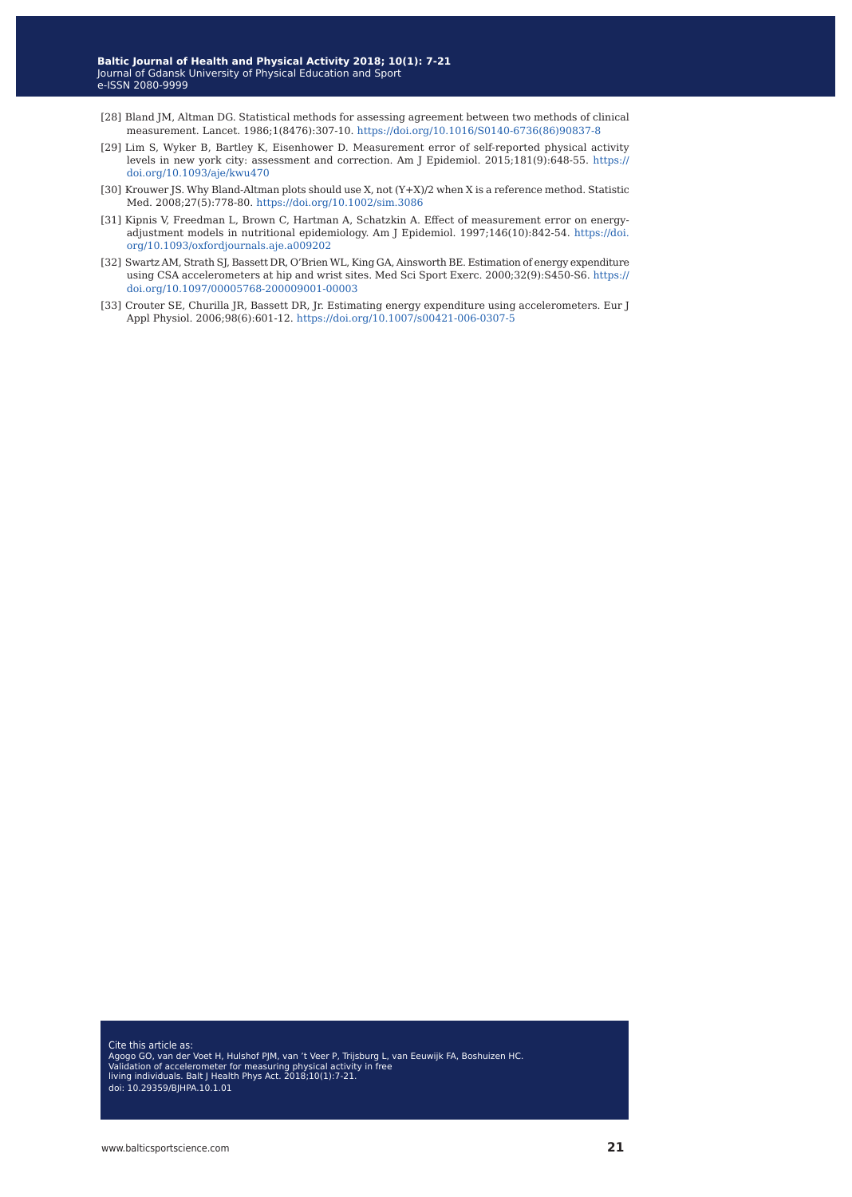[28] Bland JM, Altman DG. Statistical methods for assessing agreement between two methods of clinical measurement. Lancet. 1986;1(8476):307-10. https://doi.org/10.1016/S0140-6736(86)90837-8

[29] Lim S, Wyker B, Bartley K, Eisenhower D. Measurement error of self-reported physical activity levels in new york city: assessment and correction. Am J Epidemiol. 2015;181(9):648-55. https://doi.org/10.1093/aje/kwu470

[30] Krouwer JS. Why Bland-Altman plots should use X, not (Y+X)/2 when X is a reference method. Statistic Med. 2008;27(5):778-80. https://doi.org/10.1002/sim.3086

[31] Kipnis V, Freedman L, Brown C, Hartman A, Schatzkin A. Effect of measurement error on energy-adjustment models in nutritional epidemiology. Am J Epidemiol. 1997;146(10):842-54. https://doi.org/10.1093/oxfordjournals.aje.a009202

[32] Swartz AM, Strath SJ, Bassett DR, O'Brien WL, King GA, Ainsworth BE. Estimation of energy expenditure using CSA accelerometers at hip and wrist sites. Med Sci Sport Exerc. 2000;32(9):S450-S6. https://doi.org/10.1097/00005768-200009001-00003

[33] Crouter SE, Churilla JR, Bassett DR, Jr. Estimating energy expenditure using accelerometers. Eur J Appl Physiol. 2006;98(6):601-12. https://doi.org/10.1007/s00421-006-0307-5

Cite this article as:
Agogo GO, van der Voet H, Hulshof PJM, van 't Veer P, Trijsburg L, van Eeuwijk FA, Boshuizen HC. Validation of accelerometer for measuring physical activity in free living individuals. Balt J Health Phys Act. 2018;10(1):7-21.
doi: 10.29359/BJHPA.10.1.01